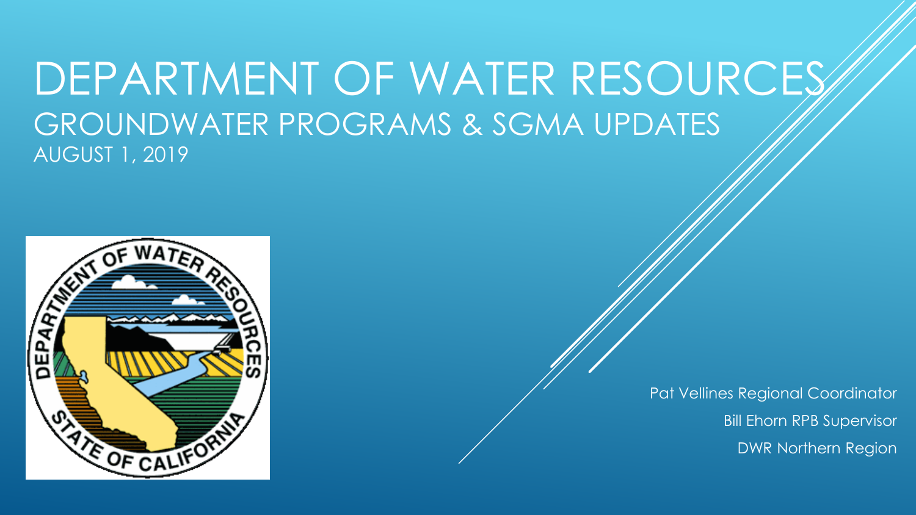# DEPARTMENT OF WATER RESOURCES

## GROUNDWATER PROGRAMS & SGMA UPDATES

AUGUST 1, 2019

Pat Vellines Regional Coordinator

Bill Ehorn RPB Supervisor

DWR Northern Region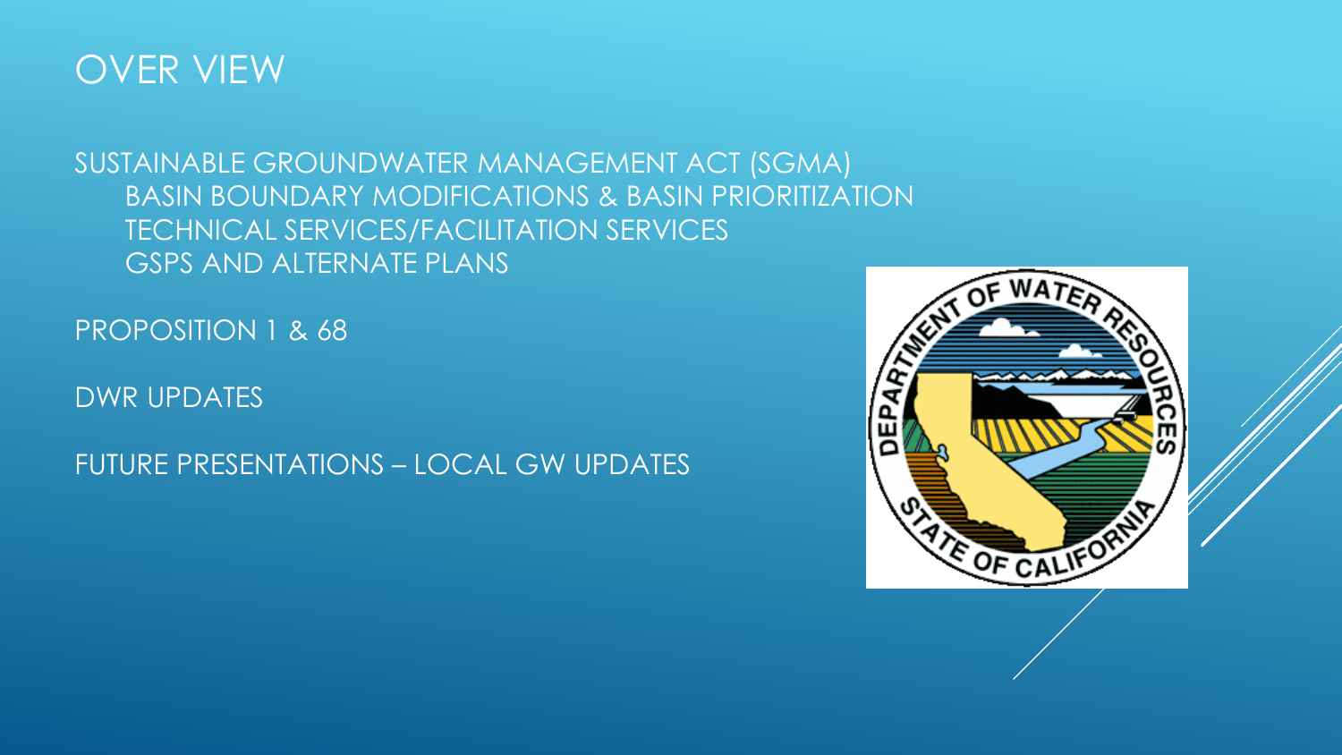# OVER VIEW

SUSTAINABLE GROUNDWATER MANAGEMENT ACT (SGMA)

- BASIN BOUNDARY MODIFICATIONS & BASIN PRIORITIZATION
- TECHNICAL SERVICES/FACILITATION SERVICES
- GSPS AND ALTERNATE PLANS

PROPOSITION 1 & 68

DWR UPDATES

FUTURE PRESENTATIONS – LOCAL GW UPDATES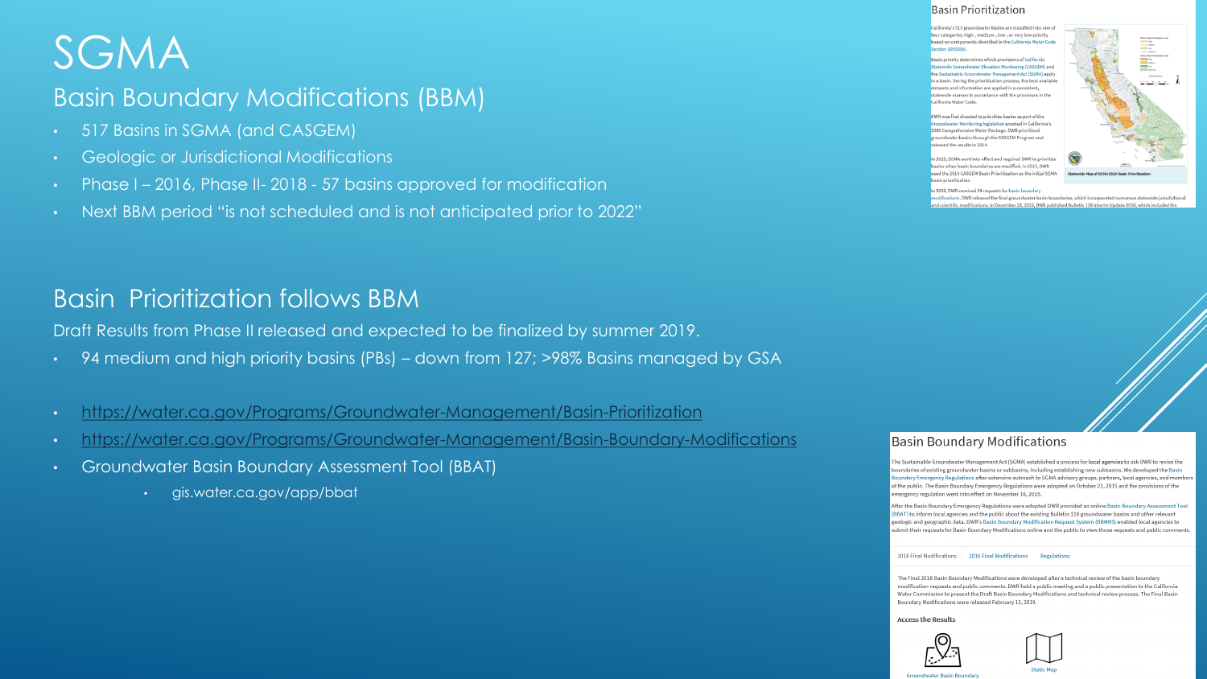# SGMA

## Basin Boundary Modifications (BBM)

- 517 Basins in SGMA (and CASGEM)
- Geologic or Jurisdictional Modifications
- Phase I – 2016, Phase II- 2018 - 57 basins approved for modification
- Next BBM period "is not scheduled and is not anticipated prior to 2022"

## Basin Prioritization follows BBM

Draft Results from Phase II released and expected to be finalized by summer 2019.

- 94 medium and high priority basins (PBs) – down from 127; >98% Basins managed by GSA
- https://water.ca.gov/Programs/Groundwater-Management/Basin-Prioritization
- https://water.ca.gov/Programs/Groundwater-Management/Basin-Boundary-Modifications
- Groundwater Basin Boundary Assessment Tool (BBAT)
  - gis.water.ca.gov/app/bbat

### Basin Prioritization

California's 515 groundwater basins are classified into one of four categories; high-, medium-, low-, or very low-priority based on components identified in the California Water Code Section 10933(b).

Basin priority determines which provisions of California Statewide Groundwater Elevation Monitoring (CASGEM) and the Sustainable Groundwater Management Act (SGMA) apply in a basin. During the prioritization process, the best available datasets and information are applied in a consistent, statewide manner in accordance with the provisions in the California Water Code.

DWR was first directed to prioritize basins as part of the Groundwater Monitoring legislation enacted in California's 2009 Comprehensive Water Package. DWR prioritized groundwater basins through the CASGEM Program and released the results in 2014.

In 2015, SGMA went into effect and required DWR to prioritize basins when basin boundaries are modified. In 2015, DWR used the 2014 CASGEM Basin Prioritization as the initial SGMA basin prioritization.

In 2016, DWR received 54 requests for basin boundary modifications. DWR released the final groundwater basin boundaries, which incorporated numerous statewide jurisdictional and scientific modifications. In December 22, 2016, DWR published Bulletin 118 Interim Update 2016, which included the

Statewide Map of SGMA 2019 Basin Prioritization

### Basin Boundary Modifications

The Sustainable Groundwater Management Act (SGMA) established a process for local agencies to ask DWR to revise the boundaries of existing groundwater basins or subbasins, including establishing new subbasins. We developed the Basin Boundary Emergency Regulations after extensive outreach to SGMA advisory groups, partners, local agencies, and members of the public. The Basin Boundary Emergency Regulations were adopted on October 21, 2015 and the provisions of the emergency regulation went into effect on November 16, 2015.

After the Basin Boundary Emergency Regulations were adopted DWR provided an online Basin Boundary Assessment Tool (BBAT) to inform local agencies and the public about the existing Bulletin 118 groundwater basins and other relevant geologic and geographic data. DWR's Basin Boundary Modification Request System (BBMRS) enabled local agencies to submit their requests for Basin Boundary Modifications online and the public to view those requests and public comments.

2018 Final Modifications | 2016 Final Modifications | Regulations

The Final 2018 Basin Boundary Modifications were developed after a technical review of the basin boundary modification requests and public comments. DWR held a public meeting and a public presentation to the California Water Commission to present the Draft Basin Boundary Modifications and technical review process. The Final Basin Boundary Modifications were released February 11, 2019.

**Access the Results**

Groundwater Basin Boundary

Static Map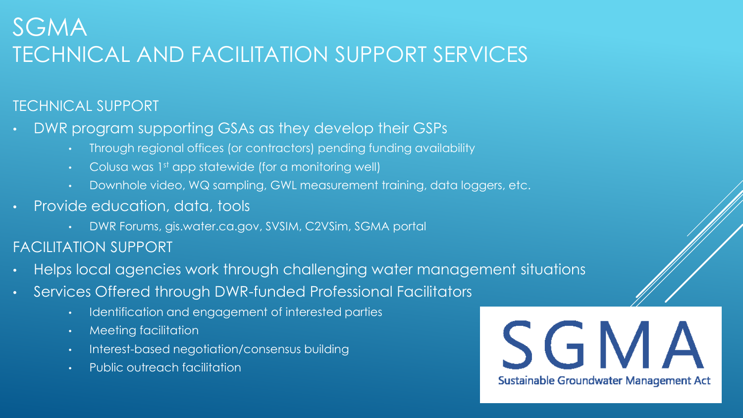# SGMA
# TECHNICAL AND FACILITATION SUPPORT SERVICES

## TECHNICAL SUPPORT

- DWR program supporting GSAs as they develop their GSPs
  - Through regional offices (or contractors) pending funding availability
  - Colusa was 1st app statewide (for a monitoring well)
  - Downhole video, WQ sampling, GWL measurement training, data loggers, etc.
- Provide education, data, tools
  - DWR Forums, gis.water.ca.gov, SVSIM, C2VSim, SGMA portal

## FACILITATION SUPPORT

- Helps local agencies work through challenging water management situations
- Services Offered through DWR-funded Professional Facilitators
  - Identification and engagement of interested parties
  - Meeting facilitation
  - Interest-based negotiation/consensus building
  - Public outreach facilitation

SGMA

Sustainable Groundwater Management Act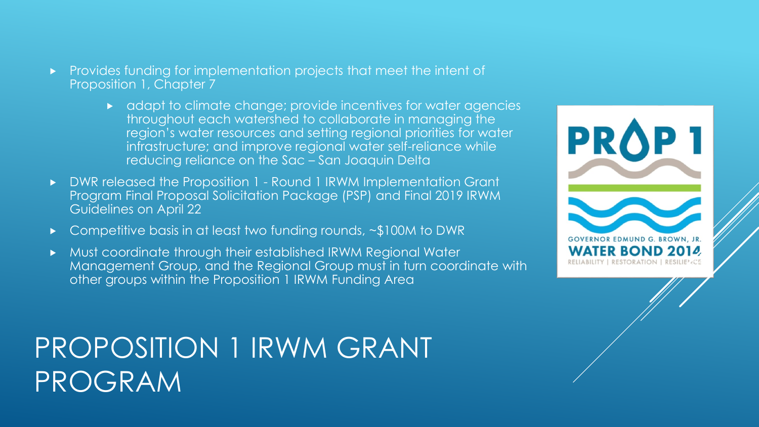# PROPOSITION 1 IRWM GRANT PROGRAM

- Provides funding for implementation projects that meet the intent of Proposition 1, Chapter 7
  - adapt to climate change; provide incentives for water agencies throughout each watershed to collaborate in managing the region's water resources and setting regional priorities for water infrastructure; and improve regional water self-reliance while reducing reliance on the Sac – San Joaquin Delta
- DWR released the Proposition 1 - Round 1 IRWM Implementation Grant Program Final Proposal Solicitation Package (PSP) and Final 2019 IRWM Guidelines on April 22
- Competitive basis in at least two funding rounds, ~$100M to DWR
- Must coordinate through their established IRWM Regional Water Management Group, and the Regional Group must in turn coordinate with other groups within the Proposition 1 IRWM Funding Area

PROP 1

GOVERNOR EDMUND G. BROWN, JR.

WATER BOND 2014

RELIABILITY | RESTORATION | RESILIENCE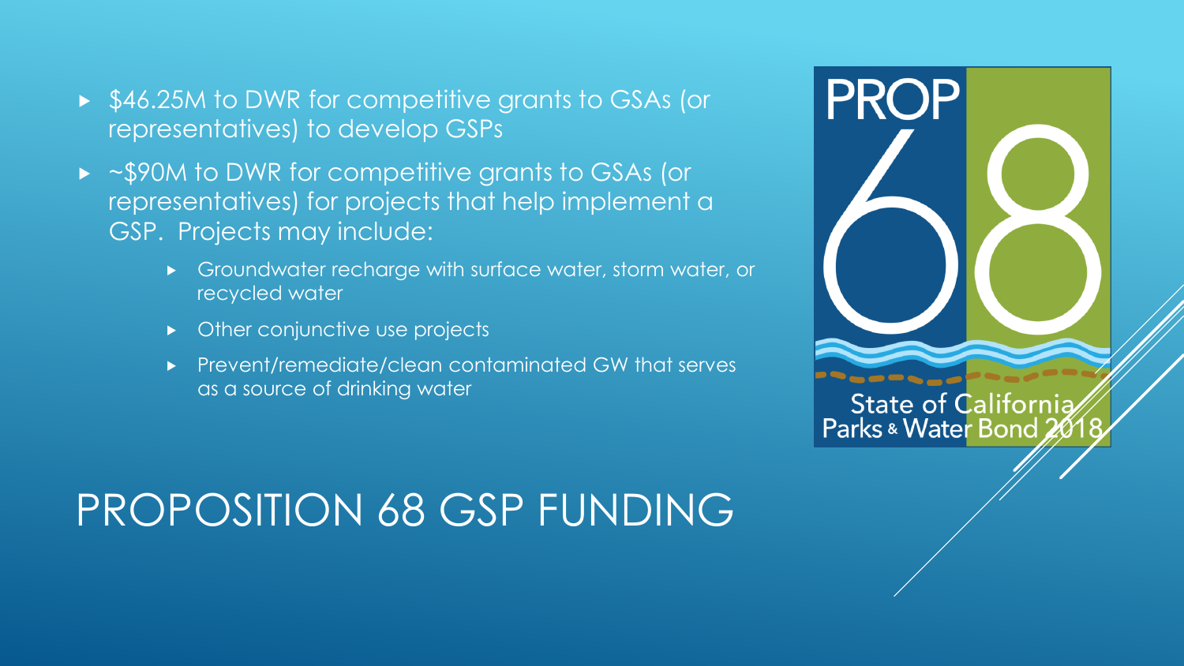# PROPOSITION 68 GSP FUNDING

- $46.25M to DWR for competitive grants to GSAs (or representatives) to develop GSPs
- ~$90M to DWR for competitive grants to GSAs (or representatives) for projects that help implement a GSP. Projects may include:
  - Groundwater recharge with surface water, storm water, or recycled water
  - Other conjunctive use projects
  - Prevent/remediate/clean contaminated GW that serves as a source of drinking water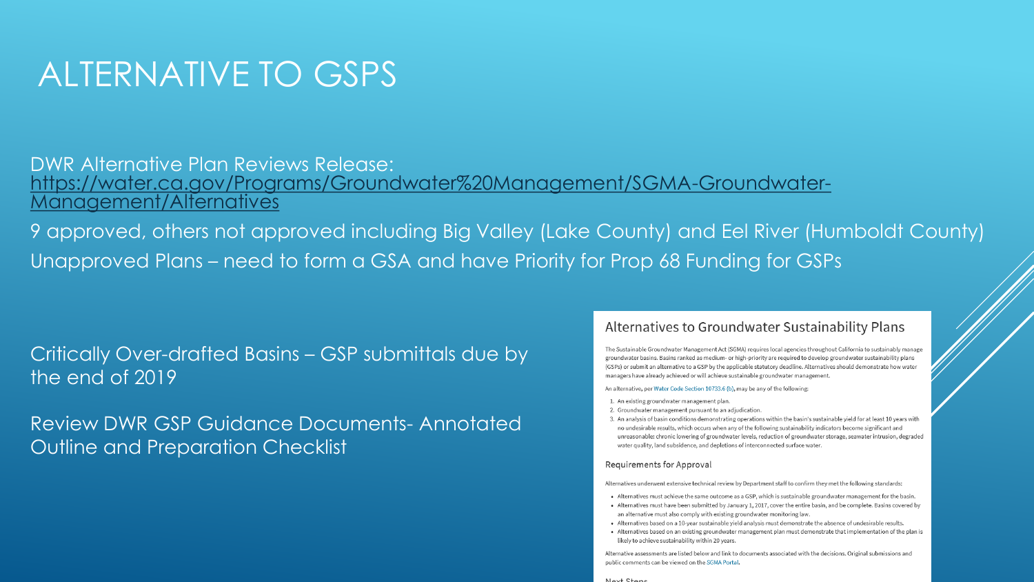# ALTERNATIVE TO GSPS

DWR Alternative Plan Reviews Release: https://water.ca.gov/Programs/Groundwater%20Management/SGMA-Groundwater-Management/Alternatives

9 approved, others not approved including Big Valley (Lake County) and Eel River (Humboldt County)

Unapproved Plans – need to form a GSA and have Priority for Prop 68 Funding for GSPs

Critically Over-drafted Basins – GSP submittals due by the end of 2019

Review DWR GSP Guidance Documents- Annotated Outline and Preparation Checklist

## Alternatives to Groundwater Sustainability Plans

The Sustainable Groundwater Management Act (SGMA) requires local agencies throughout California to sustainably manage groundwater basins. Basins ranked as medium- or high-priority are required to develop groundwater sustainability plans (GSPs) or submit an alternative to a GSP by the applicable statutory deadline. Alternatives should demonstrate how water managers have already achieved or will achieve sustainable groundwater management.

An alternative, per Water Code Section 10733.6 (b), may be any of the following:

1. An existing groundwater management plan.
2. Groundwater management pursuant to an adjudication.
3. An analysis of basin conditions demonstrating operations within the basin's sustainable yield for at least 10 years with no undesirable results, which occurs when any of the following sustainability indicators become significant and unreasonable: chronic lowering of groundwater levels, reduction of groundwater storage, seawater intrusion, degraded water quality, land subsidence, and depletions of interconnected surface water.

### Requirements for Approval

Alternatives underwent extensive technical review by Department staff to confirm they met the following standards:

- Alternatives must achieve the same outcome as a GSP, which is sustainable groundwater management for the basin.
- Alternatives must have been submitted by January 1, 2017, cover the entire basin, and be complete. Basins covered by an alternative must also comply with existing groundwater monitoring law.
- Alternatives based on a 10-year sustainable yield analysis must demonstrate the absence of undesirable results.
- Alternatives based on an existing groundwater management plan must demonstrate that implementation of the plan is likely to achieve sustainability within 20 years.

Alternative assessments are listed below and link to documents associated with the decisions. Original submissions and public comments can be viewed on the SGMA Portal.

Next Steps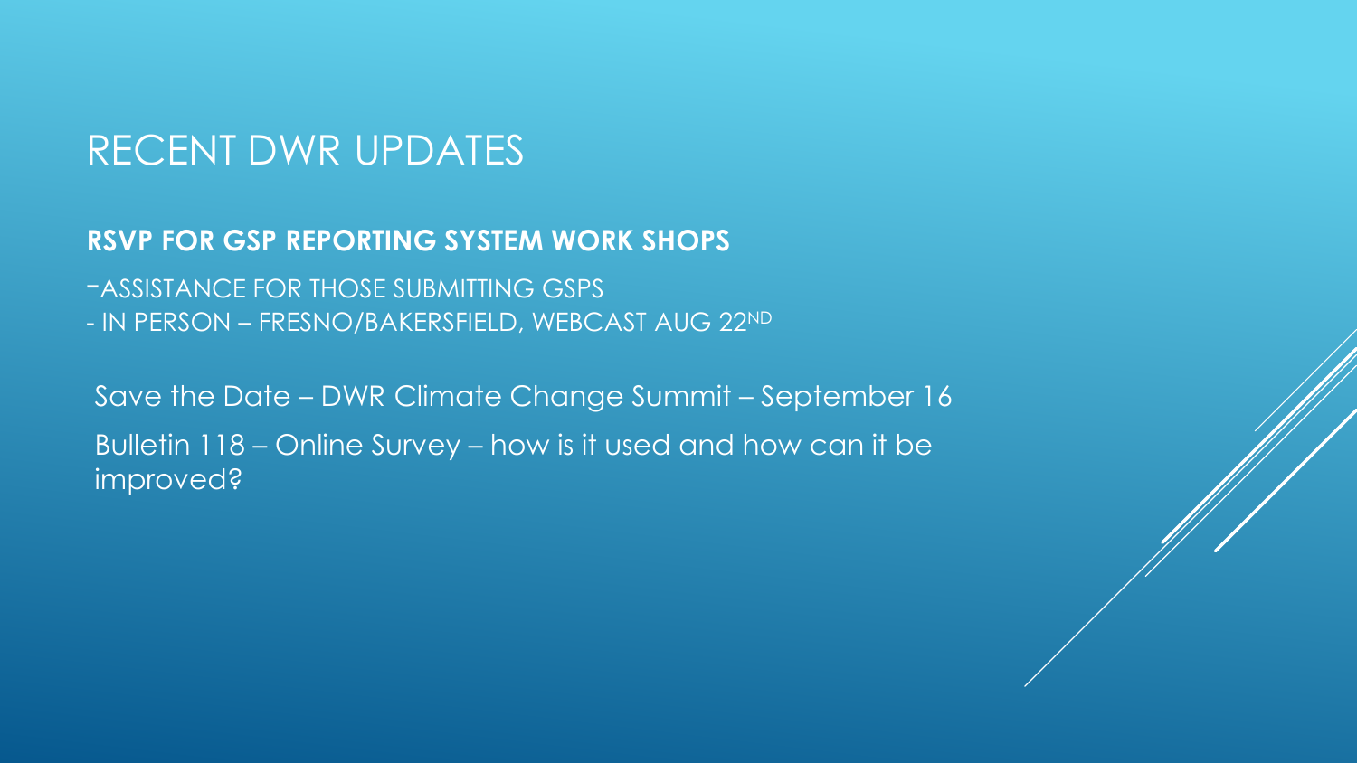# RECENT DWR UPDATES

**RSVP FOR GSP REPORTING SYSTEM WORK SHOPS**

-ASSISTANCE FOR THOSE SUBMITTING GSPS
- IN PERSON – FRESNO/BAKERSFIELD, WEBCAST AUG 22ND

Save the Date – DWR Climate Change Summit – September 16

Bulletin 118 – Online Survey – how is it used and how can it be improved?